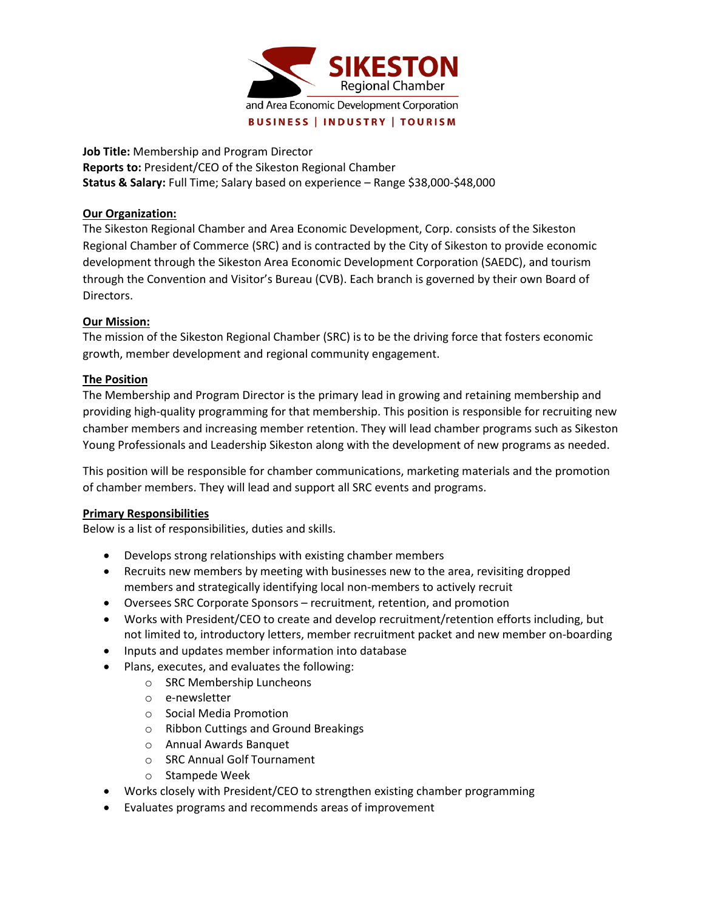**SIKESTON** Regional Chamber
and Area Economic Development Corporation
**BUSINESS | INDUSTRY | TOURISM**

**Job Title:** Membership and Program Director
**Reports to:** President/CEO of the Sikeston Regional Chamber
**Status & Salary:** Full Time; Salary based on experience – Range $38,000-$48,000

## Our Organization:

The Sikeston Regional Chamber and Area Economic Development, Corp. consists of the Sikeston Regional Chamber of Commerce (SRC) and is contracted by the City of Sikeston to provide economic development through the Sikeston Area Economic Development Corporation (SAEDC), and tourism through the Convention and Visitor's Bureau (CVB). Each branch is governed by their own Board of Directors.

## Our Mission:

The mission of the Sikeston Regional Chamber (SRC) is to be the driving force that fosters economic growth, member development and regional community engagement.

## The Position

The Membership and Program Director is the primary lead in growing and retaining membership and providing high-quality programming for that membership. This position is responsible for recruiting new chamber members and increasing member retention. They will lead chamber programs such as Sikeston Young Professionals and Leadership Sikeston along with the development of new programs as needed.

This position will be responsible for chamber communications, marketing materials and the promotion of chamber members. They will lead and support all SRC events and programs.

## Primary Responsibilities

Below is a list of responsibilities, duties and skills.

- Develops strong relationships with existing chamber members
- Recruits new members by meeting with businesses new to the area, revisiting dropped members and strategically identifying local non-members to actively recruit
- Oversees SRC Corporate Sponsors – recruitment, retention, and promotion
- Works with President/CEO to create and develop recruitment/retention efforts including, but not limited to, introductory letters, member recruitment packet and new member on-boarding
- Inputs and updates member information into database
- Plans, executes, and evaluates the following:
  - SRC Membership Luncheons
  - e-newsletter
  - Social Media Promotion
  - Ribbon Cuttings and Ground Breakings
  - Annual Awards Banquet
  - SRC Annual Golf Tournament
  - Stampede Week
- Works closely with President/CEO to strengthen existing chamber programming
- Evaluates programs and recommends areas of improvement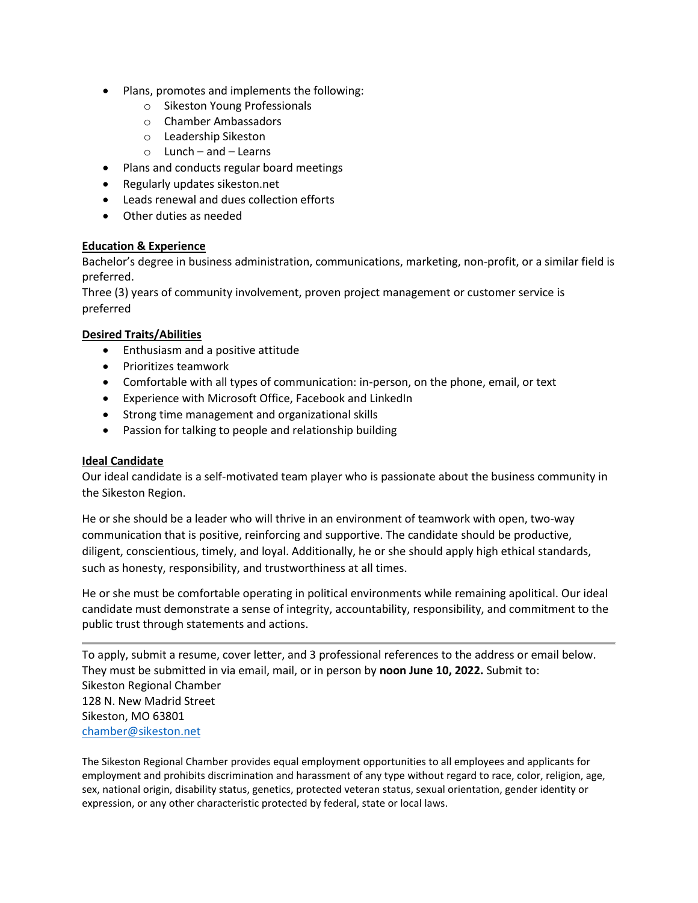- Plans, promotes and implements the following:
  - Sikeston Young Professionals
  - Chamber Ambassadors
  - Leadership Sikeston
  - Lunch – and – Learns
- Plans and conducts regular board meetings
- Regularly updates sikeston.net
- Leads renewal and dues collection efforts
- Other duties as needed

**Education & Experience**

Bachelor's degree in business administration, communications, marketing, non-profit, or a similar field is preferred.

Three (3) years of community involvement, proven project management or customer service is preferred

**Desired Traits/Abilities**

- Enthusiasm and a positive attitude
- Prioritizes teamwork
- Comfortable with all types of communication: in-person, on the phone, email, or text
- Experience with Microsoft Office, Facebook and LinkedIn
- Strong time management and organizational skills
- Passion for talking to people and relationship building

**Ideal Candidate**

Our ideal candidate is a self-motivated team player who is passionate about the business community in the Sikeston Region.

He or she should be a leader who will thrive in an environment of teamwork with open, two-way communication that is positive, reinforcing and supportive. The candidate should be productive, diligent, conscientious, timely, and loyal. Additionally, he or she should apply high ethical standards, such as honesty, responsibility, and trustworthiness at all times.

He or she must be comfortable operating in political environments while remaining apolitical. Our ideal candidate must demonstrate a sense of integrity, accountability, responsibility, and commitment to the public trust through statements and actions.

---

To apply, submit a resume, cover letter, and 3 professional references to the address or email below. They must be submitted in via email, mail, or in person by **noon June 10, 2022.** Submit to:
Sikeston Regional Chamber
128 N. New Madrid Street
Sikeston, MO 63801
chamber@sikeston.net

The Sikeston Regional Chamber provides equal employment opportunities to all employees and applicants for employment and prohibits discrimination and harassment of any type without regard to race, color, religion, age, sex, national origin, disability status, genetics, protected veteran status, sexual orientation, gender identity or expression, or any other characteristic protected by federal, state or local laws.